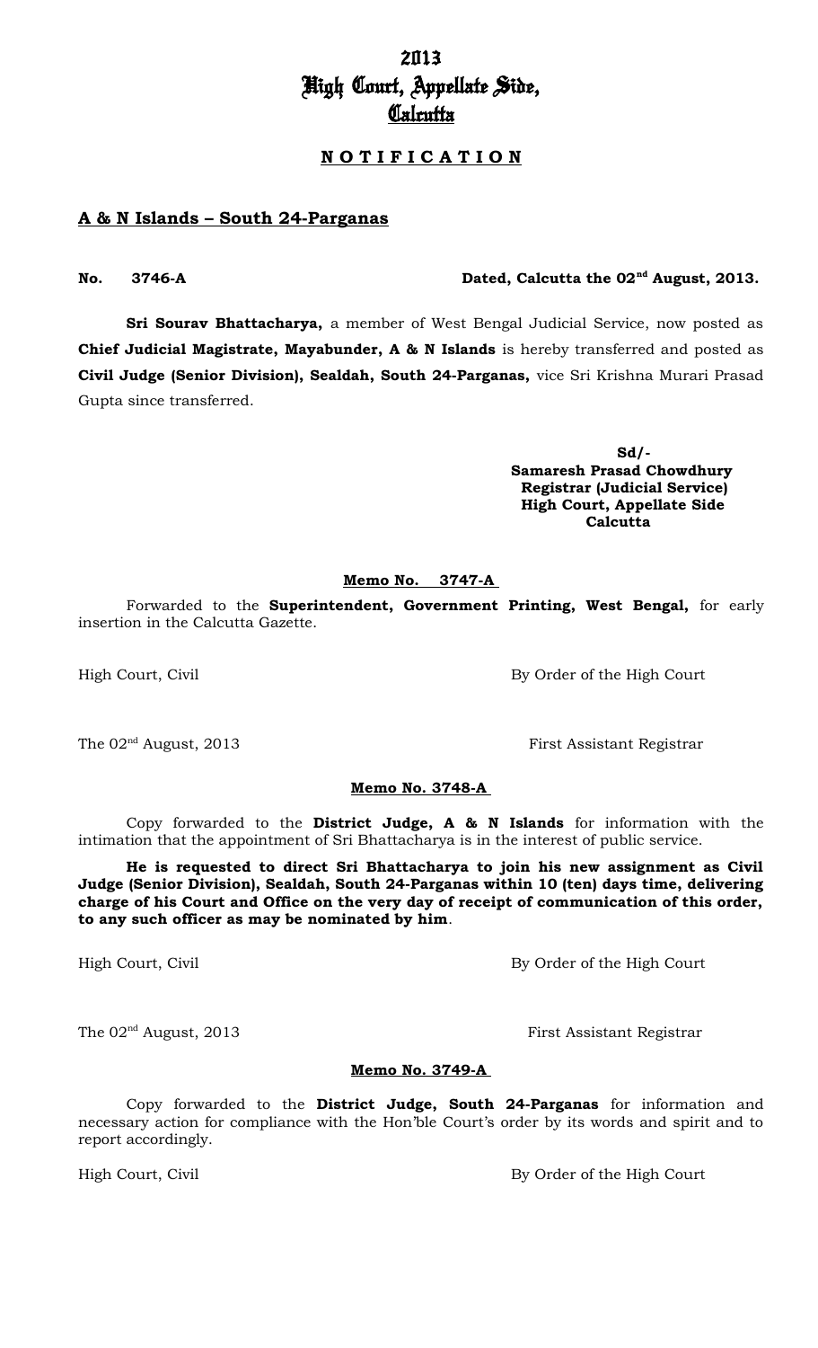# 2013
# High Court, Appellate Side,
# Calcutta

## **N O T I F I C A T I O N**

### **A & N Islands – South 24-Parganas**

**No. 3746-A** **Dated, Calcutta the 02nd August, 2013.**

**Sri Sourav Bhattacharya,** a member of West Bengal Judicial Service, now posted as **Chief Judicial Magistrate, Mayabunder, A & N Islands** is hereby transferred and posted as **Civil Judge (Senior Division), Sealdah, South 24-Parganas,** vice Sri Krishna Murari Prasad Gupta since transferred.

**Sd/-**
**Samaresh Prasad Chowdhury**
**Registrar (Judicial Service)**
**High Court, Appellate Side**
**Calcutta**

**Memo No. 3747-A**

Forwarded to the **Superintendent, Government Printing, West Bengal,** for early insertion in the Calcutta Gazette.

High Court, Civil — By Order of the High Court

The 02nd August, 2013 — First Assistant Registrar

**Memo No. 3748-A**

Copy forwarded to the **District Judge, A & N Islands** for information with the intimation that the appointment of Sri Bhattacharya is in the interest of public service.

**He is requested to direct Sri Bhattacharya to join his new assignment as Civil Judge (Senior Division), Sealdah, South 24-Parganas within 10 (ten) days time, delivering charge of his Court and Office on the very day of receipt of communication of this order, to any such officer as may be nominated by him**.

High Court, Civil — By Order of the High Court

The 02nd August, 2013 — First Assistant Registrar

**Memo No. 3749-A**

Copy forwarded to the **District Judge, South 24-Parganas** for information and necessary action for compliance with the Hon'ble Court's order by its words and spirit and to report accordingly.

High Court, Civil — By Order of the High Court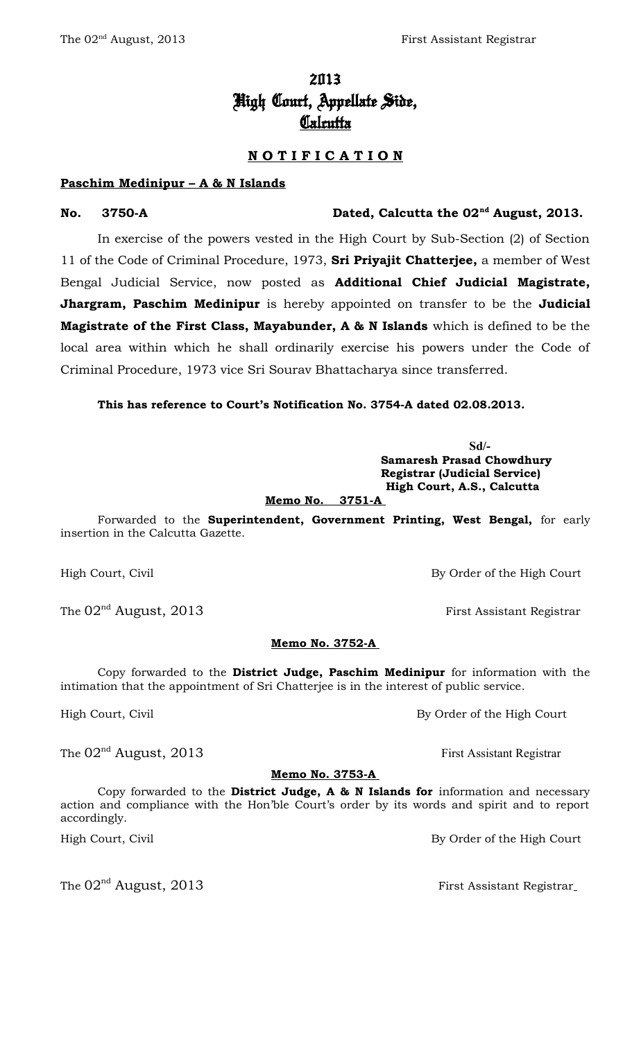The 02nd August, 2013 First Assistant Registrar

# 2013
# High Court, Appellate Side,
# Calcutta

## N O T I F I C A T I O N

**Paschim Medinipur – A & N Islands**

**No. 3750-A** **Dated, Calcutta the 02nd August, 2013.**

In exercise of the powers vested in the High Court by Sub-Section (2) of Section 11 of the Code of Criminal Procedure, 1973, **Sri Priyajit Chatterjee,** a member of West Bengal Judicial Service, now posted as **Additional Chief Judicial Magistrate, Jhargram, Paschim Medinipur** is hereby appointed on transfer to be the **Judicial Magistrate of the First Class, Mayabunder, A & N Islands** which is defined to be the local area within which he shall ordinarily exercise his powers under the Code of Criminal Procedure, 1973 vice Sri Sourav Bhattacharya since transferred.

**This has reference to Court's Notification No. 3754-A dated 02.08.2013.**

**Sd/-**
**Samaresh Prasad Chowdhury**
**Registrar (Judicial Service)**
**High Court, A.S., Calcutta**

**Memo No. 3751-A**

Forwarded to the **Superintendent, Government Printing, West Bengal,** for early insertion in the Calcutta Gazette.

High Court, Civil By Order of the High Court

The 02nd August, 2013 First Assistant Registrar

**Memo No. 3752-A**

Copy forwarded to the **District Judge, Paschim Medinipur** for information with the intimation that the appointment of Sri Chatterjee is in the interest of public service.

High Court, Civil By Order of the High Court

The 02nd August, 2013 First Assistant Registrar

**Memo No. 3753-A**

Copy forwarded to the **District Judge, A & N Islands for** information and necessary action and compliance with the Hon'ble Court's order by its words and spirit and to report accordingly.

High Court, Civil By Order of the High Court

The 02nd August, 2013 First Assistant Registrar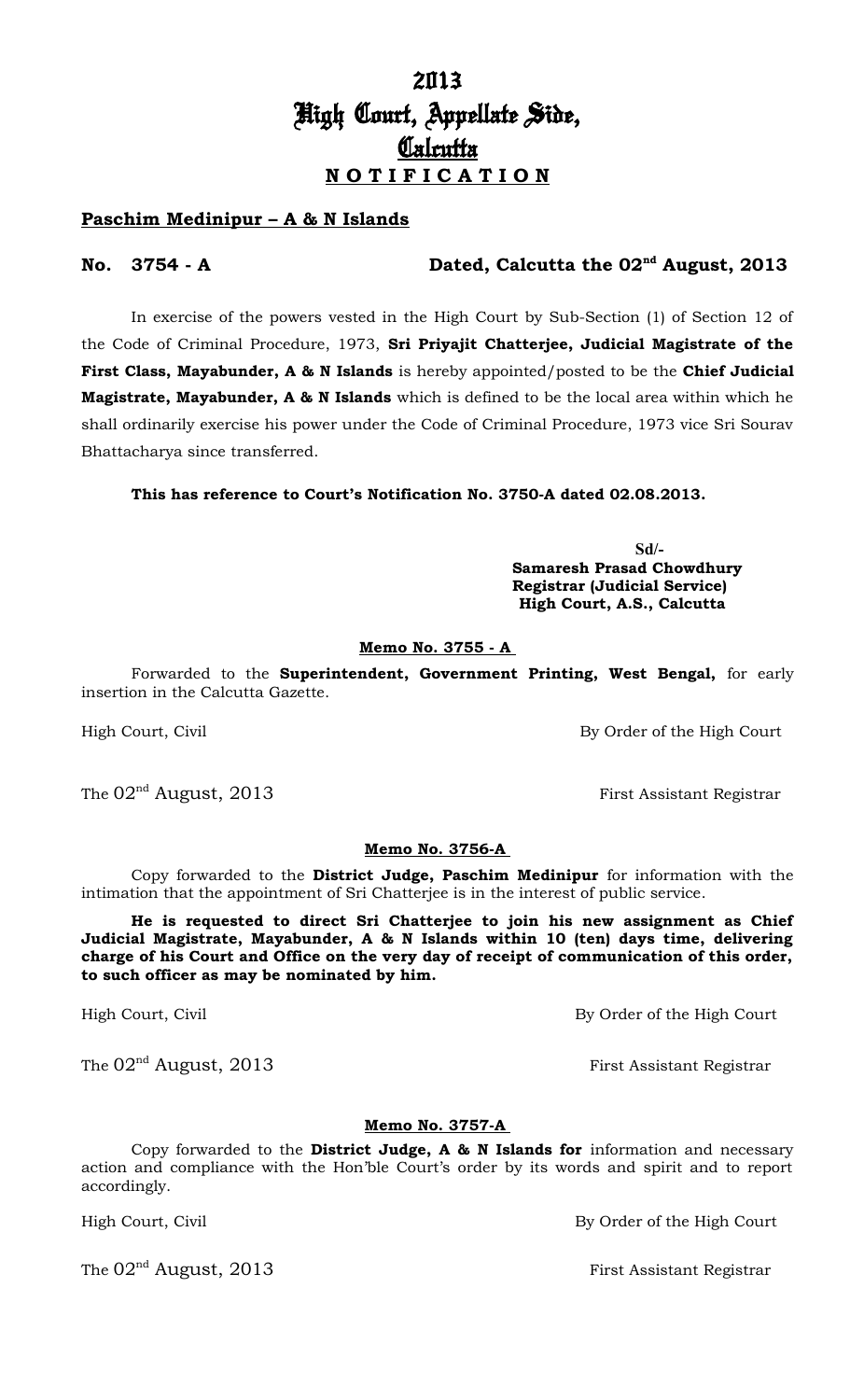# 2013
# High Court, Appellate Side,
# Calcutta
## NOTIFICATION

**Paschim Medinipur – A & N Islands**

**No. 3754 - A** **Dated, Calcutta the 02nd August, 2013**

In exercise of the powers vested in the High Court by Sub-Section (1) of Section 12 of the Code of Criminal Procedure, 1973, **Sri Priyajit Chatterjee, Judicial Magistrate of the First Class, Mayabunder, A & N Islands** is hereby appointed/posted to be the **Chief Judicial Magistrate, Mayabunder, A & N Islands** which is defined to be the local area within which he shall ordinarily exercise his power under the Code of Criminal Procedure, 1973 vice Sri Sourav Bhattacharya since transferred.

**This has reference to Court's Notification No. 3750-A dated 02.08.2013.**

**Sd/-**
**Samaresh Prasad Chowdhury**
**Registrar (Judicial Service)**
**High Court, A.S., Calcutta**

**Memo No. 3755 - A**

Forwarded to the **Superintendent, Government Printing, West Bengal,** for early insertion in the Calcutta Gazette.

High Court, Civil By Order of the High Court

The 02nd August, 2013 First Assistant Registrar

**Memo No. 3756-A**

Copy forwarded to the **District Judge, Paschim Medinipur** for information with the intimation that the appointment of Sri Chatterjee is in the interest of public service.

**He is requested to direct Sri Chatterjee to join his new assignment as Chief Judicial Magistrate, Mayabunder, A & N Islands within 10 (ten) days time, delivering charge of his Court and Office on the very day of receipt of communication of this order, to such officer as may be nominated by him.**

High Court, Civil By Order of the High Court

The 02nd August, 2013 First Assistant Registrar

**Memo No. 3757-A**

Copy forwarded to the **District Judge, A & N Islands for** information and necessary action and compliance with the Hon'ble Court's order by its words and spirit and to report accordingly.

High Court, Civil By Order of the High Court

The 02nd August, 2013 First Assistant Registrar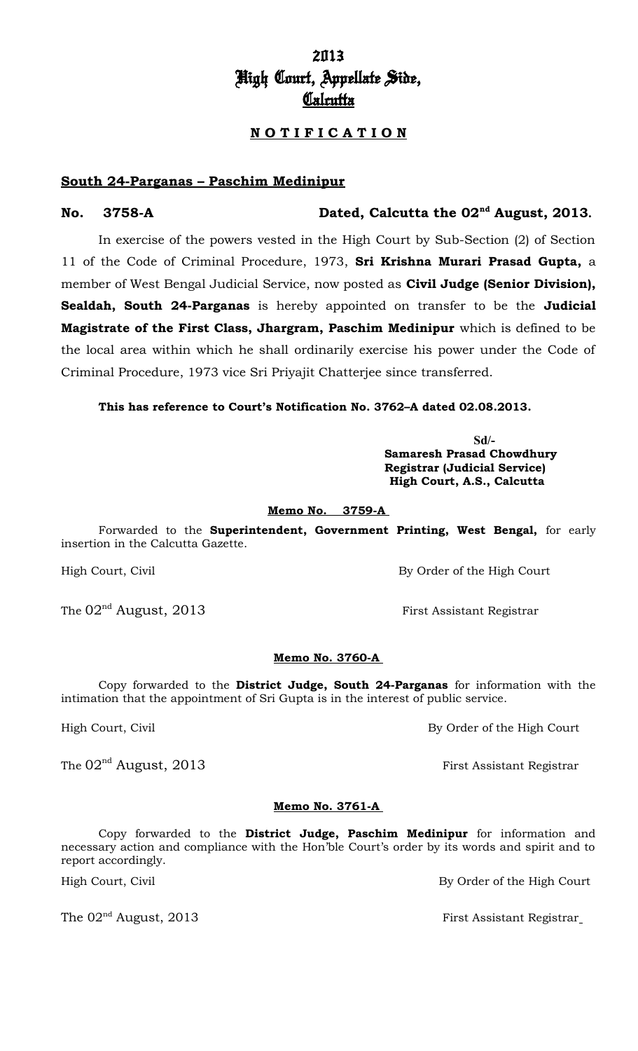# 2013
# High Court, Appellate Side,
# Calcutta

## **N O T I F I C A T I O N**

**South 24-Parganas – Paschim Medinipur**

**No. 3758-A** **Dated, Calcutta the 02nd August, 2013.**

In exercise of the powers vested in the High Court by Sub-Section (2) of Section 11 of the Code of Criminal Procedure, 1973, **Sri Krishna Murari Prasad Gupta,** a member of West Bengal Judicial Service, now posted as **Civil Judge (Senior Division), Sealdah, South 24-Parganas** is hereby appointed on transfer to be the **Judicial Magistrate of the First Class, Jhargram, Paschim Medinipur** which is defined to be the local area within which he shall ordinarily exercise his power under the Code of Criminal Procedure, 1973 vice Sri Priyajit Chatterjee since transferred.

**This has reference to Court's Notification No. 3762–A dated 02.08.2013.**

**Sd/-**
**Samaresh Prasad Chowdhury**
**Registrar (Judicial Service)**
**High Court, A.S., Calcutta**

**Memo No. 3759-A**

Forwarded to the **Superintendent, Government Printing, West Bengal,** for early insertion in the Calcutta Gazette.

High Court, Civil — By Order of the High Court

The 02nd August, 2013 — First Assistant Registrar

**Memo No. 3760-A**

Copy forwarded to the **District Judge, South 24-Parganas** for information with the intimation that the appointment of Sri Gupta is in the interest of public service.

High Court, Civil — By Order of the High Court

The 02nd August, 2013 — First Assistant Registrar

**Memo No. 3761-A**

Copy forwarded to the **District Judge, Paschim Medinipur** for information and necessary action and compliance with the Hon'ble Court's order by its words and spirit and to report accordingly.

High Court, Civil — By Order of the High Court

The 02nd August, 2013 — First Assistant Registrar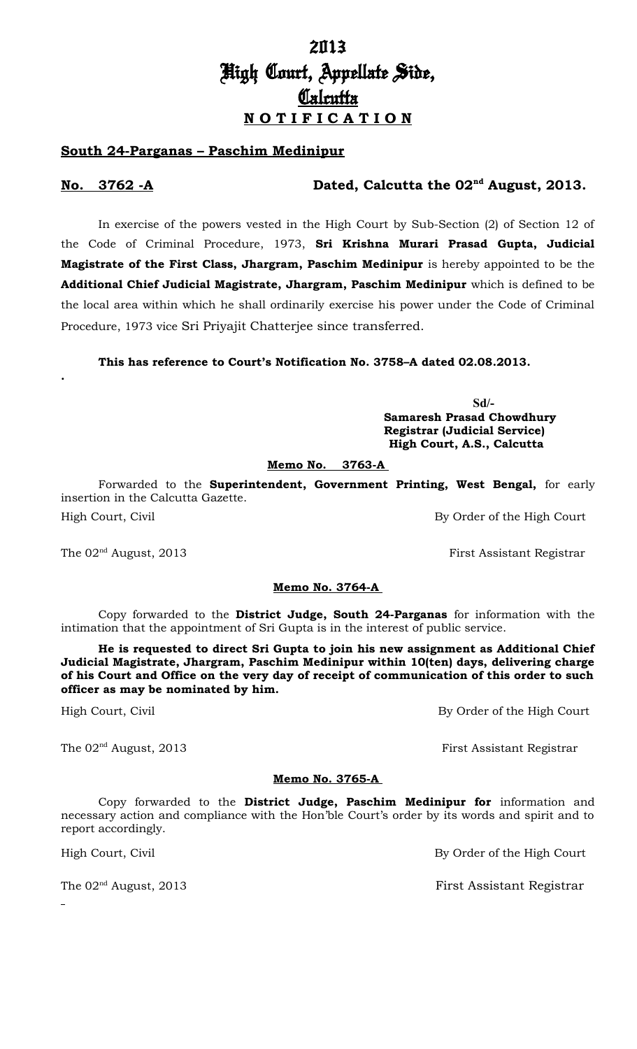# 2013
# High Court, Appellate Side,
# Calcutta
## **N O T I F I C A T I O N**

**South 24-Parganas – Paschim Medinipur**

**No. 3762 -A** **Dated, Calcutta the 02nd August, 2013.**

In exercise of the powers vested in the High Court by Sub-Section (2) of Section 12 of the Code of Criminal Procedure, 1973, **Sri Krishna Murari Prasad Gupta, Judicial Magistrate of the First Class, Jhargram, Paschim Medinipur** is hereby appointed to be the **Additional Chief Judicial Magistrate, Jhargram, Paschim Medinipur** which is defined to be the local area within which he shall ordinarily exercise his power under the Code of Criminal Procedure, 1973 vice Sri Priyajit Chatterjee since transferred.

**This has reference to Court's Notification No. 3758–A dated 02.08.2013.**

.

**Sd/-**
**Samaresh Prasad Chowdhury**
**Registrar (Judicial Service)**
**High Court, A.S., Calcutta**

**Memo No. 3763-A**

Forwarded to the **Superintendent, Government Printing, West Bengal,** for early insertion in the Calcutta Gazette.

High Court, Civil By Order of the High Court

The 02nd August, 2013 First Assistant Registrar

**Memo No. 3764-A**

Copy forwarded to the **District Judge, South 24-Parganas** for information with the intimation that the appointment of Sri Gupta is in the interest of public service.

**He is requested to direct Sri Gupta to join his new assignment as Additional Chief Judicial Magistrate, Jhargram, Paschim Medinipur within 10(ten) days, delivering charge of his Court and Office on the very day of receipt of communication of this order to such officer as may be nominated by him.**

High Court, Civil By Order of the High Court

The 02nd August, 2013 First Assistant Registrar

**Memo No. 3765-A**

Copy forwarded to the **District Judge, Paschim Medinipur for** information and necessary action and compliance with the Hon'ble Court's order by its words and spirit and to report accordingly.

High Court, Civil By Order of the High Court

The 02nd August, 2013 First Assistant Registrar